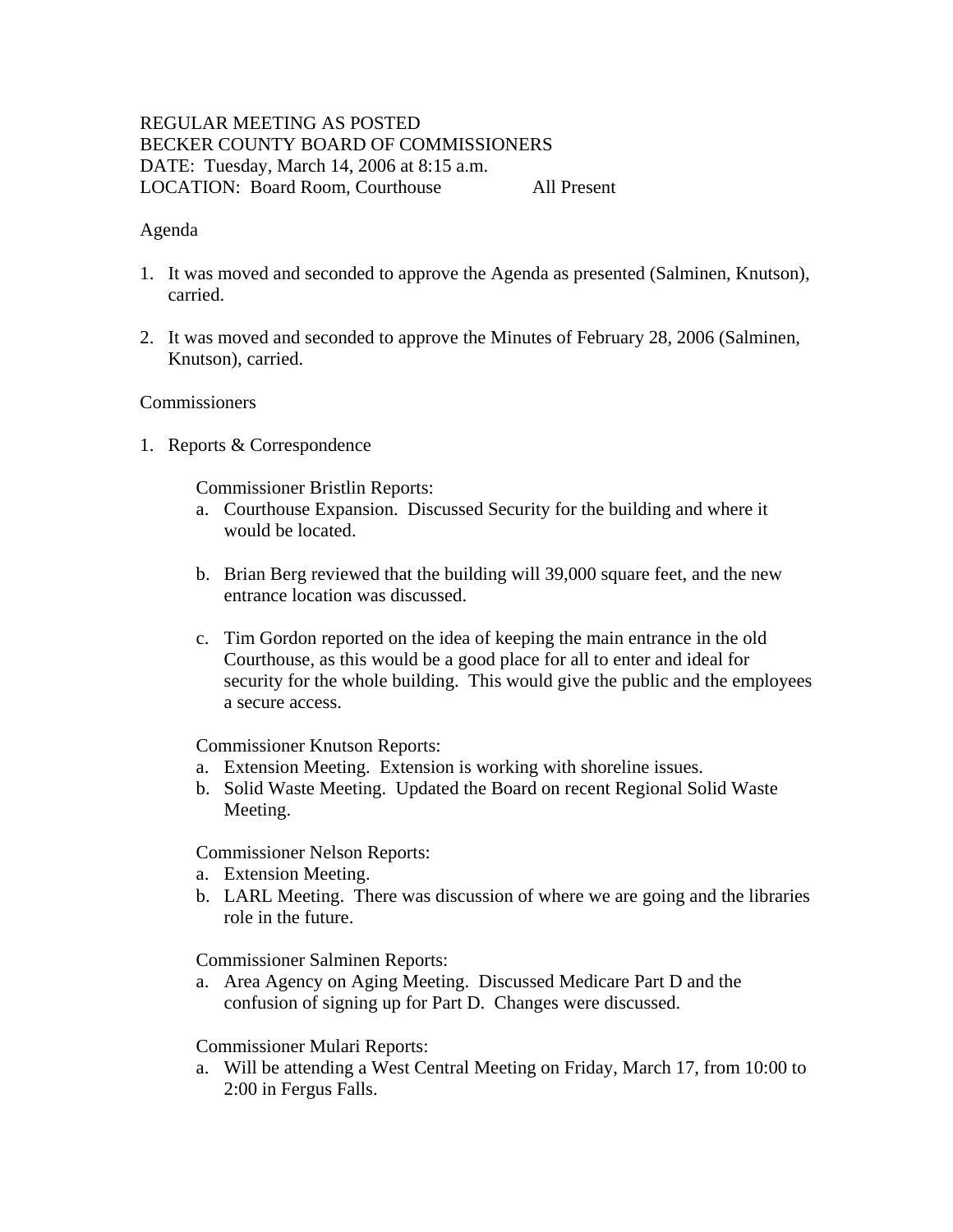REGULAR MEETING AS POSTED
BECKER COUNTY BOARD OF COMMISSIONERS
DATE: Tuesday, March 14, 2006 at 8:15 a.m.
LOCATION: Board Room, Courthouse All Present

Agenda

1. It was moved and seconded to approve the Agenda as presented (Salminen, Knutson), carried.

2. It was moved and seconded to approve the Minutes of February 28, 2006 (Salminen, Knutson), carried.

Commissioners

1. Reports & Correspondence

   Commissioner Bristlin Reports:

   a. Courthouse Expansion. Discussed Security for the building and where it would be located.

   b. Brian Berg reviewed that the building will 39,000 square feet, and the new entrance location was discussed.

   c. Tim Gordon reported on the idea of keeping the main entrance in the old Courthouse, as this would be a good place for all to enter and ideal for security for the whole building. This would give the public and the employees a secure access.

   Commissioner Knutson Reports:

   a. Extension Meeting. Extension is working with shoreline issues.
   b. Solid Waste Meeting. Updated the Board on recent Regional Solid Waste Meeting.

   Commissioner Nelson Reports:

   a. Extension Meeting.
   b. LARL Meeting. There was discussion of where we are going and the libraries role in the future.

   Commissioner Salminen Reports:

   a. Area Agency on Aging Meeting. Discussed Medicare Part D and the confusion of signing up for Part D. Changes were discussed.

   Commissioner Mulari Reports:

   a. Will be attending a West Central Meeting on Friday, March 17, from 10:00 to 2:00 in Fergus Falls.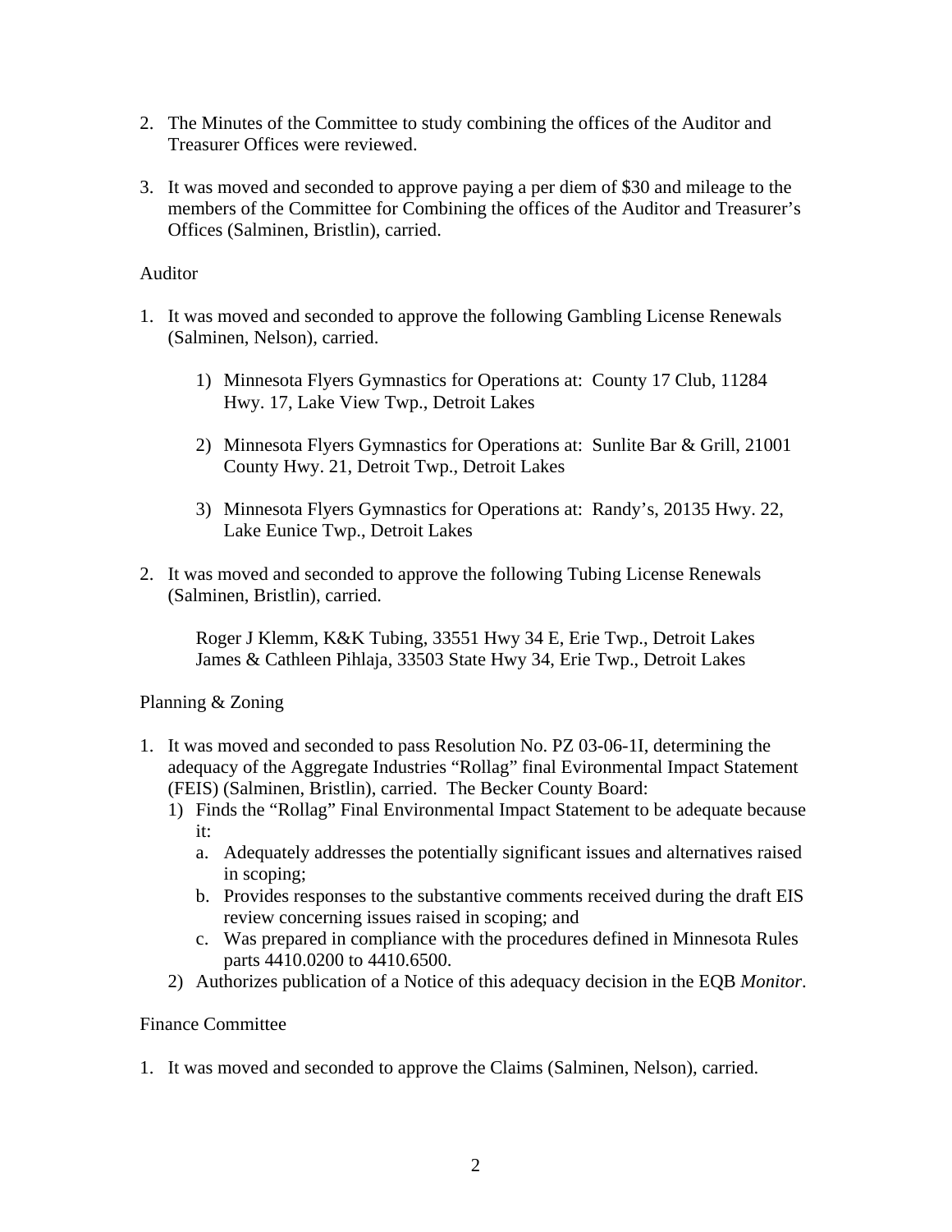2. The Minutes of the Committee to study combining the offices of the Auditor and Treasurer Offices were reviewed.

3. It was moved and seconded to approve paying a per diem of $30 and mileage to the members of the Committee for Combining the offices of the Auditor and Treasurer's Offices (Salminen, Bristlin), carried.

Auditor

1. It was moved and seconded to approve the following Gambling License Renewals (Salminen, Nelson), carried.

    1) Minnesota Flyers Gymnastics for Operations at: County 17 Club, 11284 Hwy. 17, Lake View Twp., Detroit Lakes

    2) Minnesota Flyers Gymnastics for Operations at: Sunlite Bar & Grill, 21001 County Hwy. 21, Detroit Twp., Detroit Lakes

    3) Minnesota Flyers Gymnastics for Operations at: Randy's, 20135 Hwy. 22, Lake Eunice Twp., Detroit Lakes

2. It was moved and seconded to approve the following Tubing License Renewals (Salminen, Bristlin), carried.

    Roger J Klemm, K&K Tubing, 33551 Hwy 34 E, Erie Twp., Detroit Lakes
    James & Cathleen Pihlaja, 33503 State Hwy 34, Erie Twp., Detroit Lakes

Planning & Zoning

1. It was moved and seconded to pass Resolution No. PZ 03-06-1I, determining the adequacy of the Aggregate Industries "Rollag" final Evironmental Impact Statement (FEIS) (Salminen, Bristlin), carried. The Becker County Board:
    1) Finds the "Rollag" Final Environmental Impact Statement to be adequate because it:
        a. Adequately addresses the potentially significant issues and alternatives raised in scoping;
        b. Provides responses to the substantive comments received during the draft EIS review concerning issues raised in scoping; and
        c. Was prepared in compliance with the procedures defined in Minnesota Rules parts 4410.0200 to 4410.6500.
    2) Authorizes publication of a Notice of this adequacy decision in the EQB *Monitor*.

Finance Committee

1. It was moved and seconded to approve the Claims (Salminen, Nelson), carried.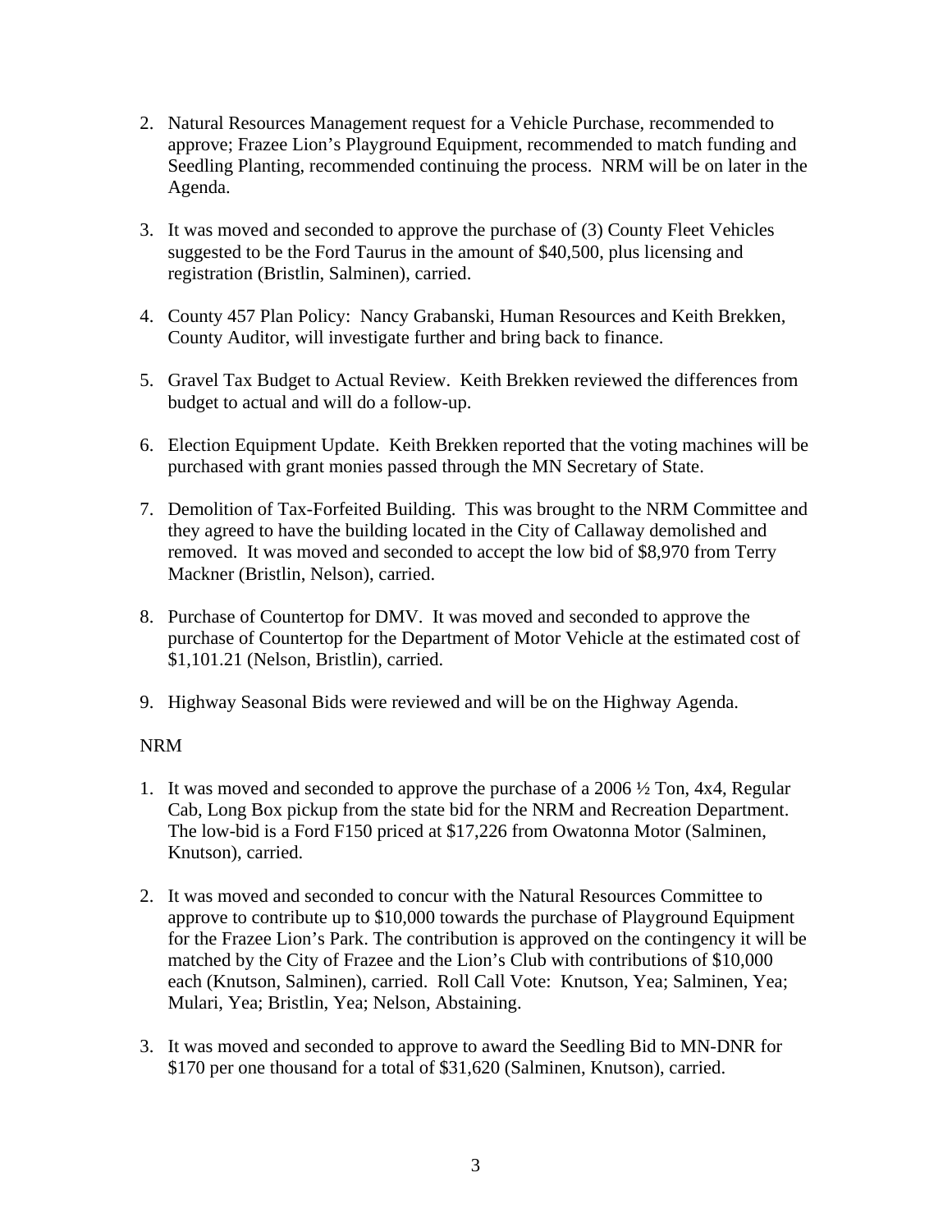2. Natural Resources Management request for a Vehicle Purchase, recommended to approve; Frazee Lion's Playground Equipment, recommended to match funding and Seedling Planting, recommended continuing the process. NRM will be on later in the Agenda.

3. It was moved and seconded to approve the purchase of (3) County Fleet Vehicles suggested to be the Ford Taurus in the amount of $40,500, plus licensing and registration (Bristlin, Salminen), carried.

4. County 457 Plan Policy: Nancy Grabanski, Human Resources and Keith Brekken, County Auditor, will investigate further and bring back to finance.

5. Gravel Tax Budget to Actual Review. Keith Brekken reviewed the differences from budget to actual and will do a follow-up.

6. Election Equipment Update. Keith Brekken reported that the voting machines will be purchased with grant monies passed through the MN Secretary of State.

7. Demolition of Tax-Forfeited Building. This was brought to the NRM Committee and they agreed to have the building located in the City of Callaway demolished and removed. It was moved and seconded to accept the low bid of $8,970 from Terry Mackner (Bristlin, Nelson), carried.

8. Purchase of Countertop for DMV. It was moved and seconded to approve the purchase of Countertop for the Department of Motor Vehicle at the estimated cost of $1,101.21 (Nelson, Bristlin), carried.

9. Highway Seasonal Bids were reviewed and will be on the Highway Agenda.

NRM

1. It was moved and seconded to approve the purchase of a 2006 ½ Ton, 4x4, Regular Cab, Long Box pickup from the state bid for the NRM and Recreation Department. The low-bid is a Ford F150 priced at $17,226 from Owatonna Motor (Salminen, Knutson), carried.

2. It was moved and seconded to concur with the Natural Resources Committee to approve to contribute up to $10,000 towards the purchase of Playground Equipment for the Frazee Lion's Park. The contribution is approved on the contingency it will be matched by the City of Frazee and the Lion's Club with contributions of $10,000 each (Knutson, Salminen), carried. Roll Call Vote: Knutson, Yea; Salminen, Yea; Mulari, Yea; Bristlin, Yea; Nelson, Abstaining.

3. It was moved and seconded to approve to award the Seedling Bid to MN-DNR for $170 per one thousand for a total of $31,620 (Salminen, Knutson), carried.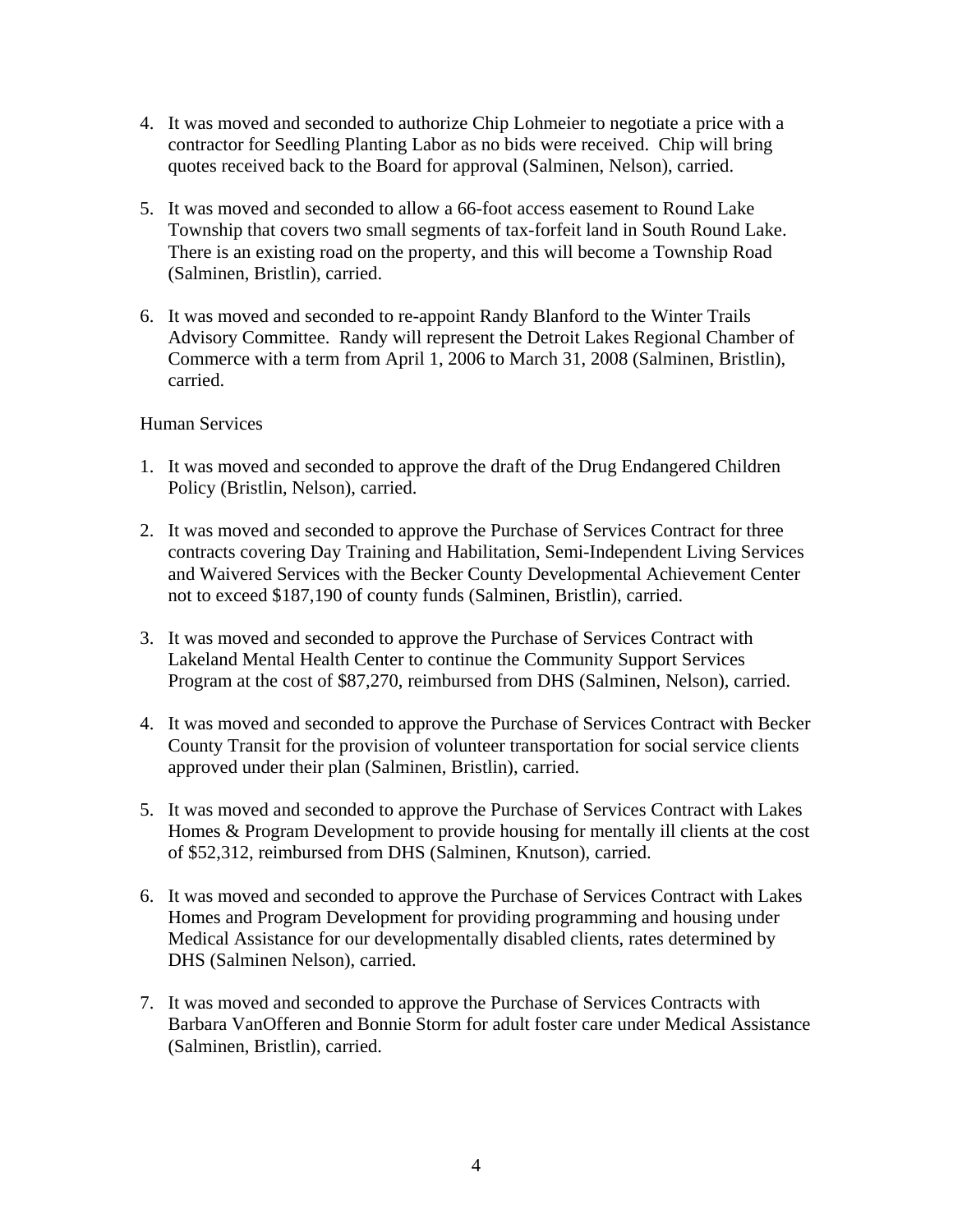4. It was moved and seconded to authorize Chip Lohmeier to negotiate a price with a contractor for Seedling Planting Labor as no bids were received. Chip will bring quotes received back to the Board for approval (Salminen, Nelson), carried.

5. It was moved and seconded to allow a 66-foot access easement to Round Lake Township that covers two small segments of tax-forfeit land in South Round Lake. There is an existing road on the property, and this will become a Township Road (Salminen, Bristlin), carried.

6. It was moved and seconded to re-appoint Randy Blanford to the Winter Trails Advisory Committee. Randy will represent the Detroit Lakes Regional Chamber of Commerce with a term from April 1, 2006 to March 31, 2008 (Salminen, Bristlin), carried.

Human Services

1. It was moved and seconded to approve the draft of the Drug Endangered Children Policy (Bristlin, Nelson), carried.

2. It was moved and seconded to approve the Purchase of Services Contract for three contracts covering Day Training and Habilitation, Semi-Independent Living Services and Waivered Services with the Becker County Developmental Achievement Center not to exceed $187,190 of county funds (Salminen, Bristlin), carried.

3. It was moved and seconded to approve the Purchase of Services Contract with Lakeland Mental Health Center to continue the Community Support Services Program at the cost of $87,270, reimbursed from DHS (Salminen, Nelson), carried.

4. It was moved and seconded to approve the Purchase of Services Contract with Becker County Transit for the provision of volunteer transportation for social service clients approved under their plan (Salminen, Bristlin), carried.

5. It was moved and seconded to approve the Purchase of Services Contract with Lakes Homes & Program Development to provide housing for mentally ill clients at the cost of $52,312, reimbursed from DHS (Salminen, Knutson), carried.

6. It was moved and seconded to approve the Purchase of Services Contract with Lakes Homes and Program Development for providing programming and housing under Medical Assistance for our developmentally disabled clients, rates determined by DHS (Salminen Nelson), carried.

7. It was moved and seconded to approve the Purchase of Services Contracts with Barbara VanOfferen and Bonnie Storm for adult foster care under Medical Assistance (Salminen, Bristlin), carried.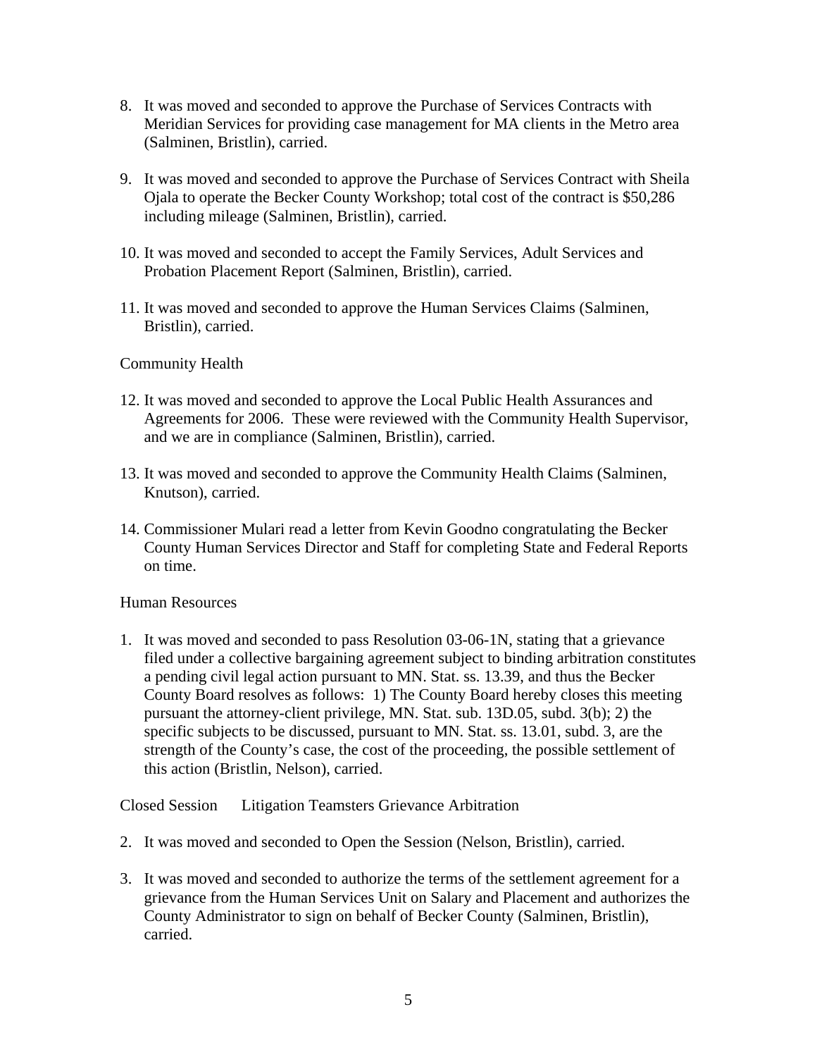8. It was moved and seconded to approve the Purchase of Services Contracts with Meridian Services for providing case management for MA clients in the Metro area (Salminen, Bristlin), carried.

9. It was moved and seconded to approve the Purchase of Services Contract with Sheila Ojala to operate the Becker County Workshop; total cost of the contract is $50,286 including mileage (Salminen, Bristlin), carried.

10. It was moved and seconded to accept the Family Services, Adult Services and Probation Placement Report (Salminen, Bristlin), carried.

11. It was moved and seconded to approve the Human Services Claims (Salminen, Bristlin), carried.

Community Health

12. It was moved and seconded to approve the Local Public Health Assurances and Agreements for 2006. These were reviewed with the Community Health Supervisor, and we are in compliance (Salminen, Bristlin), carried.

13. It was moved and seconded to approve the Community Health Claims (Salminen, Knutson), carried.

14. Commissioner Mulari read a letter from Kevin Goodno congratulating the Becker County Human Services Director and Staff for completing State and Federal Reports on time.

Human Resources

1. It was moved and seconded to pass Resolution 03-06-1N, stating that a grievance filed under a collective bargaining agreement subject to binding arbitration constitutes a pending civil legal action pursuant to MN. Stat. ss. 13.39, and thus the Becker County Board resolves as follows: 1) The County Board hereby closes this meeting pursuant the attorney-client privilege, MN. Stat. sub. 13D.05, subd. 3(b); 2) the specific subjects to be discussed, pursuant to MN. Stat. ss. 13.01, subd. 3, are the strength of the County's case, the cost of the proceeding, the possible settlement of this action (Bristlin, Nelson), carried.

Closed Session Litigation Teamsters Grievance Arbitration

2. It was moved and seconded to Open the Session (Nelson, Bristlin), carried.

3. It was moved and seconded to authorize the terms of the settlement agreement for a grievance from the Human Services Unit on Salary and Placement and authorizes the County Administrator to sign on behalf of Becker County (Salminen, Bristlin), carried.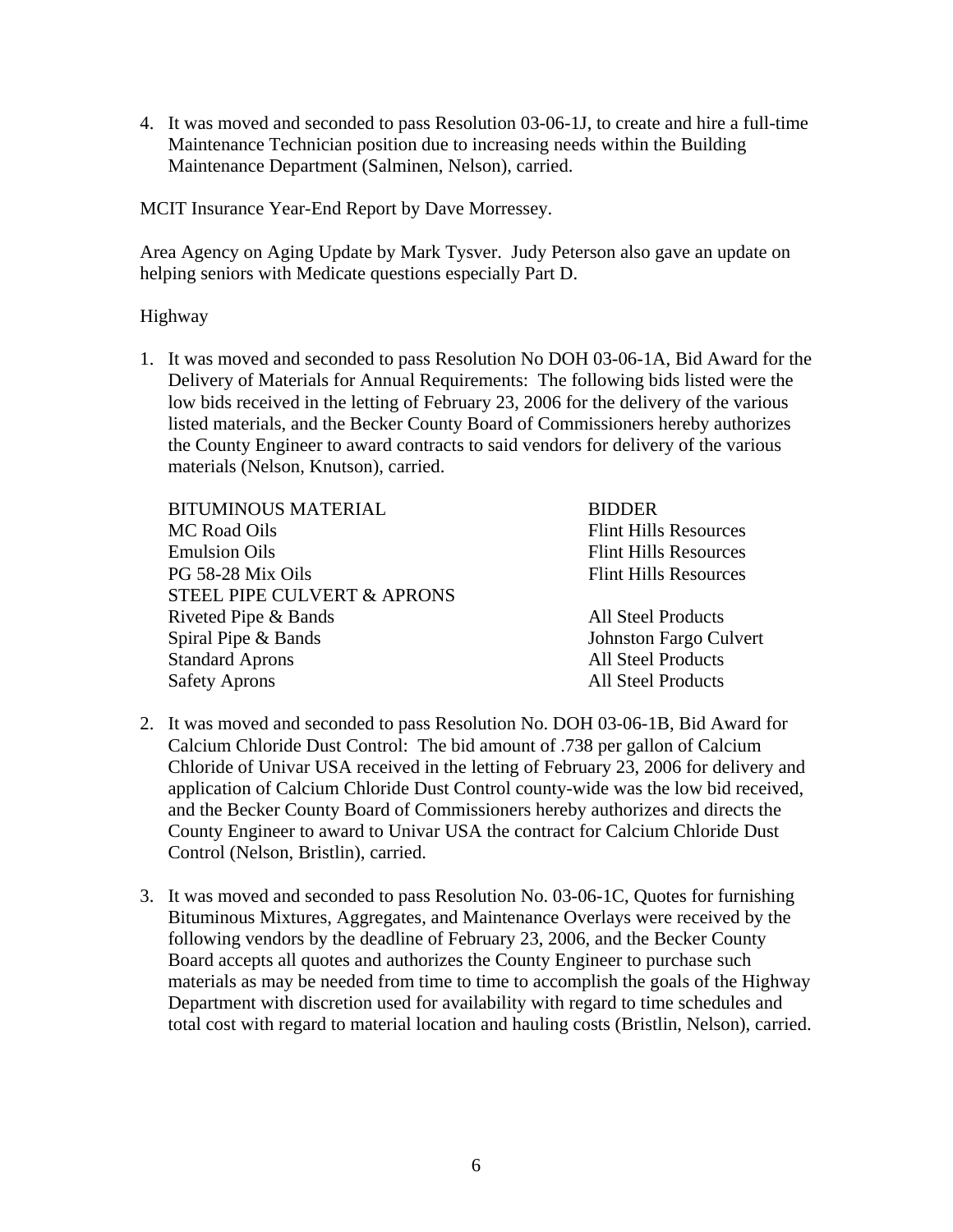4. It was moved and seconded to pass Resolution 03-06-1J, to create and hire a full-time Maintenance Technician position due to increasing needs within the Building Maintenance Department (Salminen, Nelson), carried.

MCIT Insurance Year-End Report by Dave Morressey.

Area Agency on Aging Update by Mark Tysver. Judy Peterson also gave an update on helping seniors with Medicate questions especially Part D.

Highway

1. It was moved and seconded to pass Resolution No DOH 03-06-1A, Bid Award for the Delivery of Materials for Annual Requirements: The following bids listed were the low bids received in the letting of February 23, 2006 for the delivery of the various listed materials, and the Becker County Board of Commissioners hereby authorizes the County Engineer to award contracts to said vendors for delivery of the various materials (Nelson, Knutson), carried.

| BITUMINOUS MATERIAL | BIDDER |
|---|---|
| MC Road Oils | Flint Hills Resources |
| Emulsion Oils | Flint Hills Resources |
| PG 58-28 Mix Oils | Flint Hills Resources |
| STEEL PIPE CULVERT & APRONS | |
| Riveted Pipe & Bands | All Steel Products |
| Spiral Pipe & Bands | Johnston Fargo Culvert |
| Standard Aprons | All Steel Products |
| Safety Aprons | All Steel Products |

2. It was moved and seconded to pass Resolution No. DOH 03-06-1B, Bid Award for Calcium Chloride Dust Control: The bid amount of .738 per gallon of Calcium Chloride of Univar USA received in the letting of February 23, 2006 for delivery and application of Calcium Chloride Dust Control county-wide was the low bid received, and the Becker County Board of Commissioners hereby authorizes and directs the County Engineer to award to Univar USA the contract for Calcium Chloride Dust Control (Nelson, Bristlin), carried.

3. It was moved and seconded to pass Resolution No. 03-06-1C, Quotes for furnishing Bituminous Mixtures, Aggregates, and Maintenance Overlays were received by the following vendors by the deadline of February 23, 2006, and the Becker County Board accepts all quotes and authorizes the County Engineer to purchase such materials as may be needed from time to time to accomplish the goals of the Highway Department with discretion used for availability with regard to time schedules and total cost with regard to material location and hauling costs (Bristlin, Nelson), carried.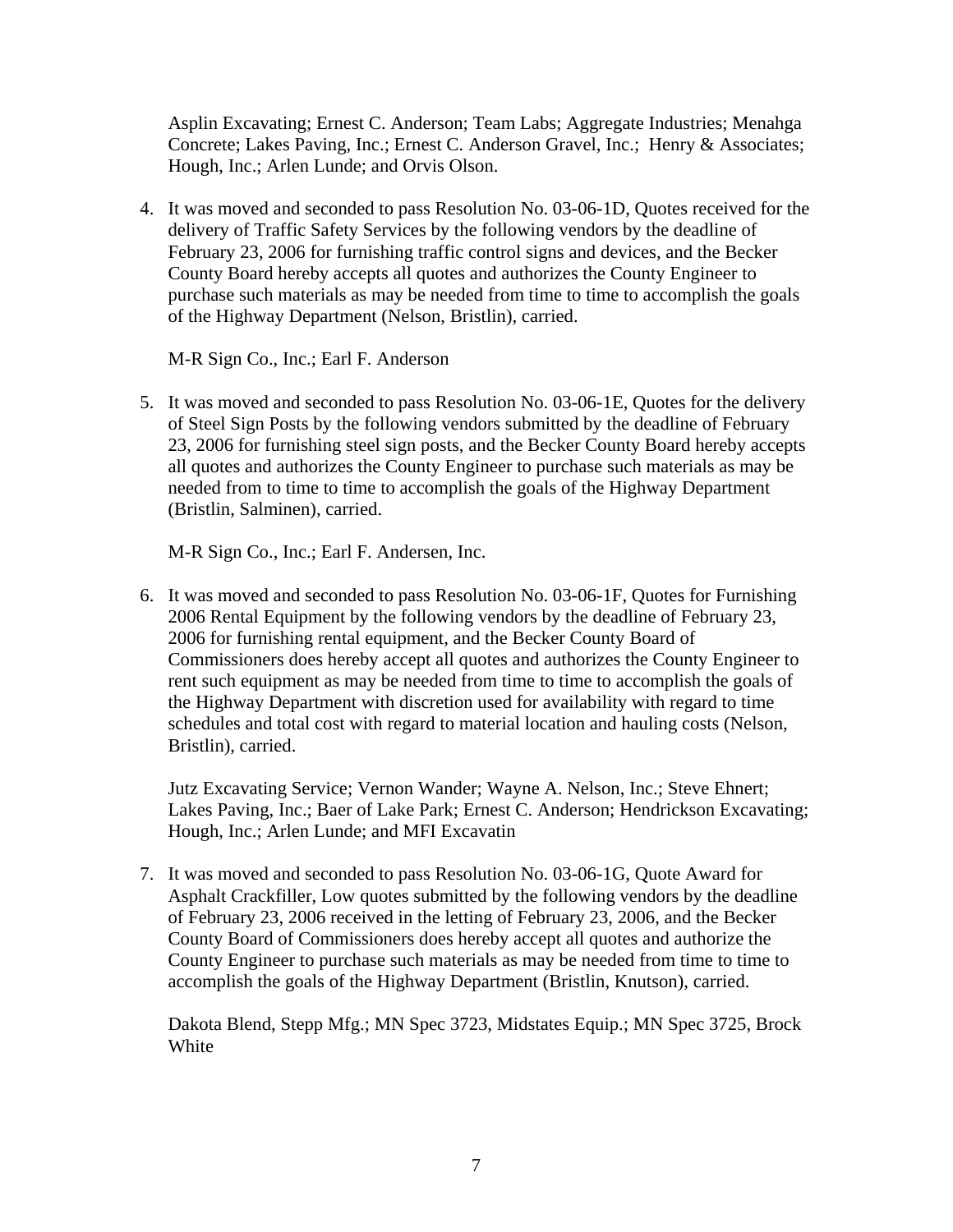Asplin Excavating; Ernest C. Anderson; Team Labs; Aggregate Industries; Menahga Concrete; Lakes Paving, Inc.; Ernest C. Anderson Gravel, Inc.; Henry & Associates; Hough, Inc.; Arlen Lunde; and Orvis Olson.

4. It was moved and seconded to pass Resolution No. 03-06-1D, Quotes received for the delivery of Traffic Safety Services by the following vendors by the deadline of February 23, 2006 for furnishing traffic control signs and devices, and the Becker County Board hereby accepts all quotes and authorizes the County Engineer to purchase such materials as may be needed from time to time to accomplish the goals of the Highway Department (Nelson, Bristlin), carried.

   M-R Sign Co., Inc.; Earl F. Anderson

5. It was moved and seconded to pass Resolution No. 03-06-1E, Quotes for the delivery of Steel Sign Posts by the following vendors submitted by the deadline of February 23, 2006 for furnishing steel sign posts, and the Becker County Board hereby accepts all quotes and authorizes the County Engineer to purchase such materials as may be needed from to time to time to accomplish the goals of the Highway Department (Bristlin, Salminen), carried.

   M-R Sign Co., Inc.; Earl F. Andersen, Inc.

6. It was moved and seconded to pass Resolution No. 03-06-1F, Quotes for Furnishing 2006 Rental Equipment by the following vendors by the deadline of February 23, 2006 for furnishing rental equipment, and the Becker County Board of Commissioners does hereby accept all quotes and authorizes the County Engineer to rent such equipment as may be needed from time to time to accomplish the goals of the Highway Department with discretion used for availability with regard to time schedules and total cost with regard to material location and hauling costs (Nelson, Bristlin), carried.

   Jutz Excavating Service; Vernon Wander; Wayne A. Nelson, Inc.; Steve Ehnert; Lakes Paving, Inc.; Baer of Lake Park; Ernest C. Anderson; Hendrickson Excavating; Hough, Inc.; Arlen Lunde; and MFI Excavatin

7. It was moved and seconded to pass Resolution No. 03-06-1G, Quote Award for Asphalt Crackfiller, Low quotes submitted by the following vendors by the deadline of February 23, 2006 received in the letting of February 23, 2006, and the Becker County Board of Commissioners does hereby accept all quotes and authorize the County Engineer to purchase such materials as may be needed from time to time to accomplish the goals of the Highway Department (Bristlin, Knutson), carried.

   Dakota Blend, Stepp Mfg.; MN Spec 3723, Midstates Equip.; MN Spec 3725, Brock White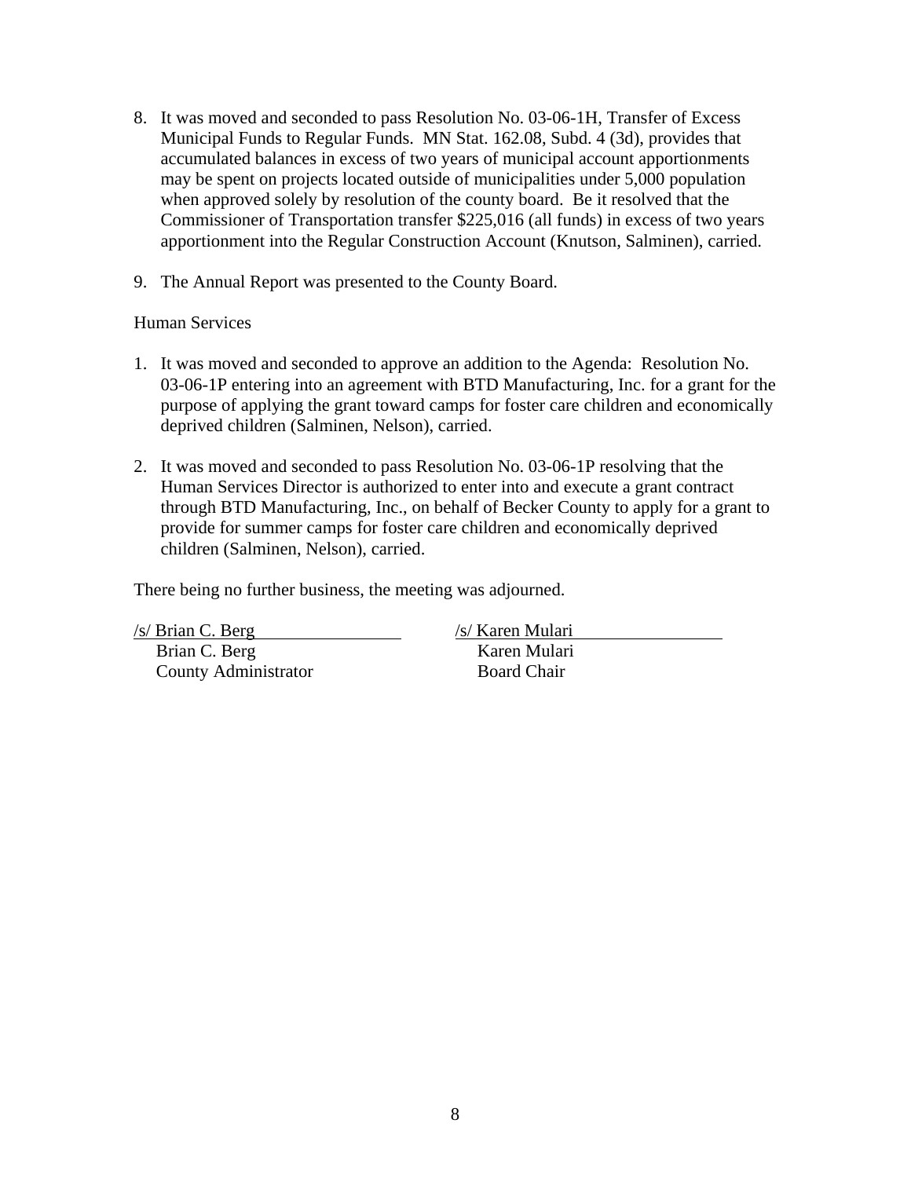8. It was moved and seconded to pass Resolution No. 03-06-1H, Transfer of Excess Municipal Funds to Regular Funds. MN Stat. 162.08, Subd. 4 (3d), provides that accumulated balances in excess of two years of municipal account apportionments may be spent on projects located outside of municipalities under 5,000 population when approved solely by resolution of the county board. Be it resolved that the Commissioner of Transportation transfer $225,016 (all funds) in excess of two years apportionment into the Regular Construction Account (Knutson, Salminen), carried.

9. The Annual Report was presented to the County Board.

Human Services

1. It was moved and seconded to approve an addition to the Agenda: Resolution No. 03-06-1P entering into an agreement with BTD Manufacturing, Inc. for a grant for the purpose of applying the grant toward camps for foster care children and economically deprived children (Salminen, Nelson), carried.

2. It was moved and seconded to pass Resolution No. 03-06-1P resolving that the Human Services Director is authorized to enter into and execute a grant contract through BTD Manufacturing, Inc., on behalf of Becker County to apply for a grant to provide for summer camps for foster care children and economically deprived children (Salminen, Nelson), carried.

There being no further business, the meeting was adjourned.

/s/ Brian C. Berg
Brian C. Berg
County Administrator

/s/ Karen Mulari
Karen Mulari
Board Chair